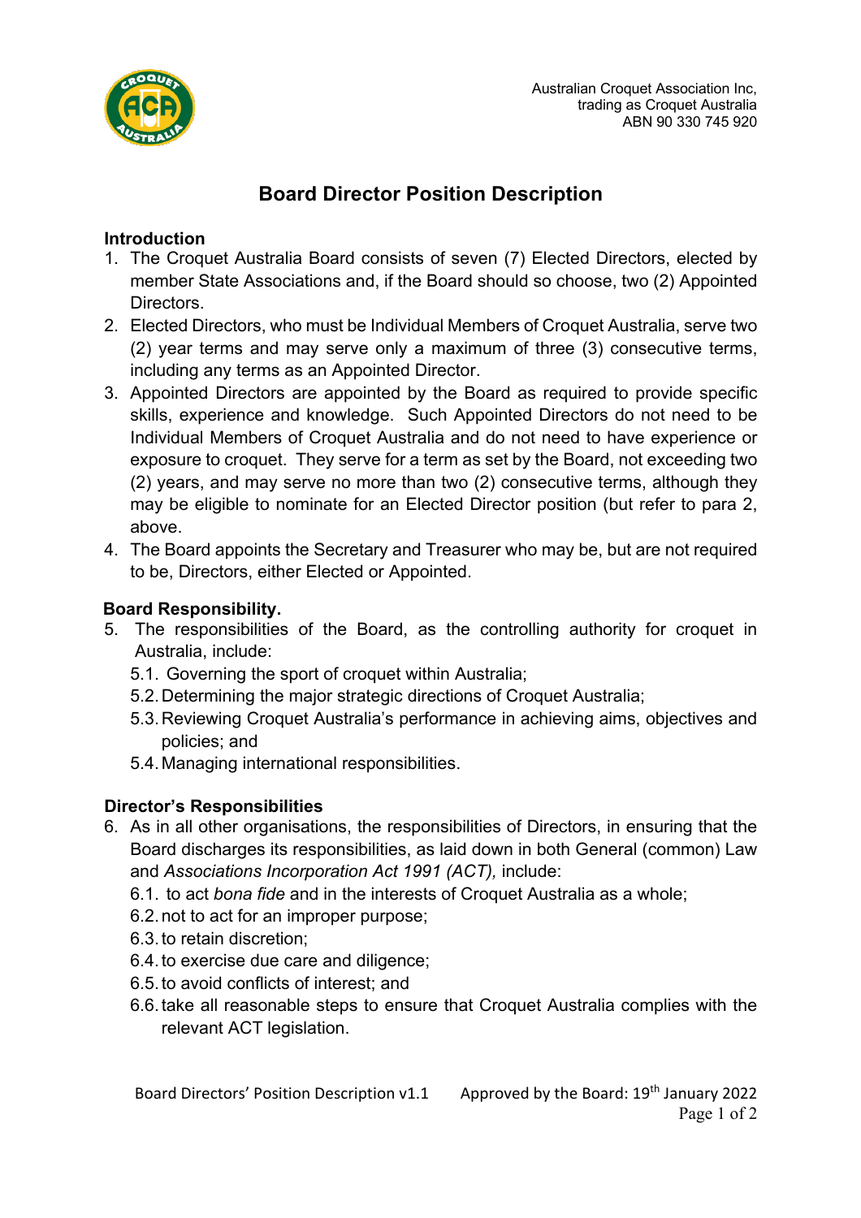Australian Croquet Association Inc,
trading as Croquet Australia
ABN 90 330 745 920

# Board Director Position Description

## Introduction

1. The Croquet Australia Board consists of seven (7) Elected Directors, elected by member State Associations and, if the Board should so choose, two (2) Appointed Directors.
2. Elected Directors, who must be Individual Members of Croquet Australia, serve two (2) year terms and may serve only a maximum of three (3) consecutive terms, including any terms as an Appointed Director.
3. Appointed Directors are appointed by the Board as required to provide specific skills, experience and knowledge. Such Appointed Directors do not need to be Individual Members of Croquet Australia and do not need to have experience or exposure to croquet. They serve for a term as set by the Board, not exceeding two (2) years, and may serve no more than two (2) consecutive terms, although they may be eligible to nominate for an Elected Director position (but refer to para 2, above.
4. The Board appoints the Secretary and Treasurer who may be, but are not required to be, Directors, either Elected or Appointed.

## Board Responsibility.

5. The responsibilities of the Board, as the controlling authority for croquet in Australia, include:
   5.1. Governing the sport of croquet within Australia;
   5.2. Determining the major strategic directions of Croquet Australia;
   5.3. Reviewing Croquet Australia's performance in achieving aims, objectives and policies; and
   5.4. Managing international responsibilities.

## Director's Responsibilities

6. As in all other organisations, the responsibilities of Directors, in ensuring that the Board discharges its responsibilities, as laid down in both General (common) Law and *Associations Incorporation Act 1991 (ACT),* include:
   6.1. to act *bona fide* and in the interests of Croquet Australia as a whole;
   6.2. not to act for an improper purpose;
   6.3. to retain discretion;
   6.4. to exercise due care and diligence;
   6.5. to avoid conflicts of interest; and
   6.6. take all reasonable steps to ensure that Croquet Australia complies with the relevant ACT legislation.

Board Directors' Position Description v1.1 Approved by the Board: 19th January 2022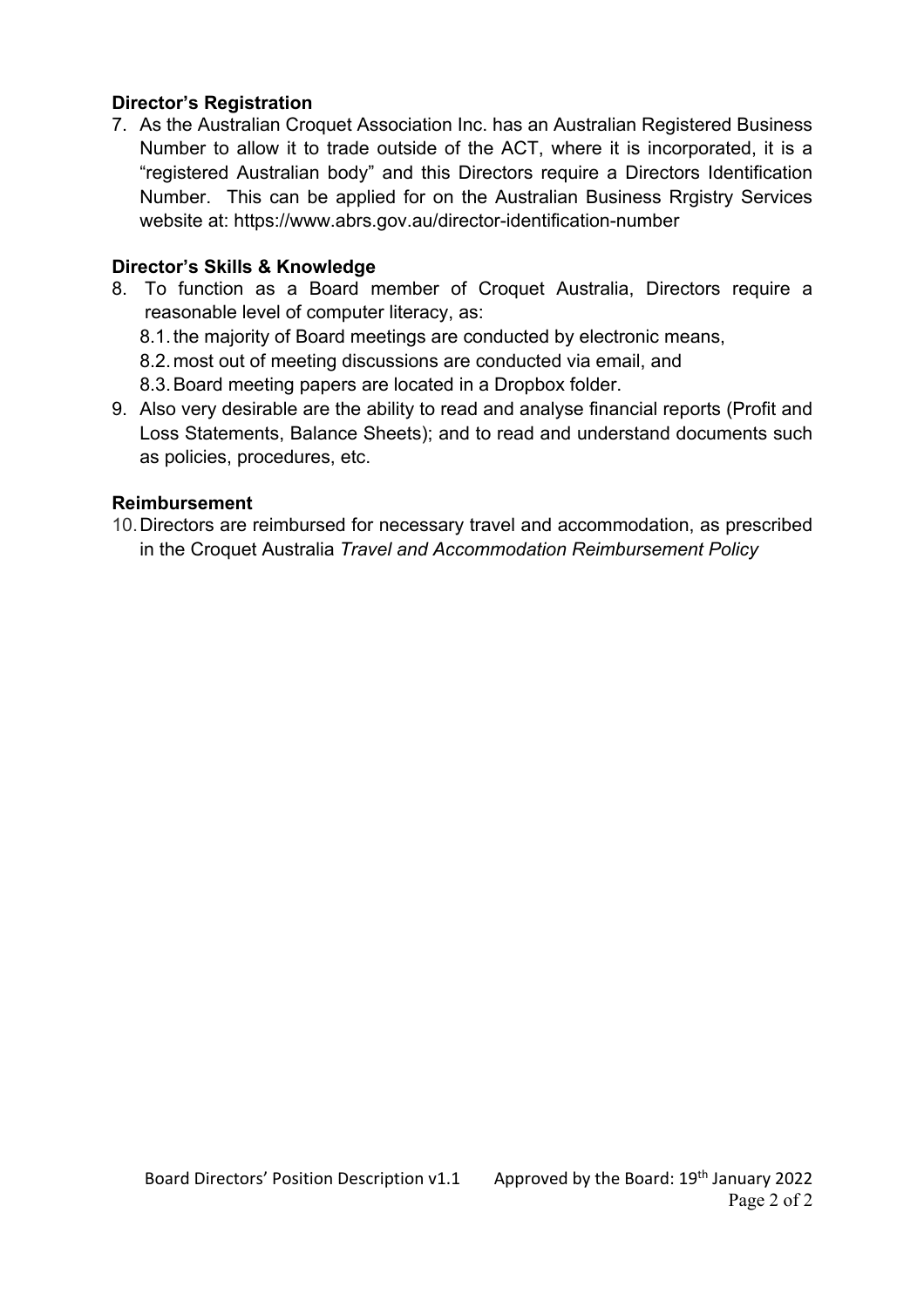### Director's Registration

7. As the Australian Croquet Association Inc. has an Australian Registered Business Number to allow it to trade outside of the ACT, where it is incorporated, it is a "registered Australian body" and this Directors require a Directors Identification Number. This can be applied for on the Australian Business Rrgistry Services website at: https://www.abrs.gov.au/director-identification-number

### Director's Skills & Knowledge

8. To function as a Board member of Croquet Australia, Directors require a reasonable level of computer literacy, as:
   - 8.1. the majority of Board meetings are conducted by electronic means,
   - 8.2. most out of meeting discussions are conducted via email, and
   - 8.3. Board meeting papers are located in a Dropbox folder.
9. Also very desirable are the ability to read and analyse financial reports (Profit and Loss Statements, Balance Sheets); and to read and understand documents such as policies, procedures, etc.

### Reimbursement

10. Directors are reimbursed for necessary travel and accommodation, as prescribed in the Croquet Australia *Travel and Accommodation Reimbursement Policy*